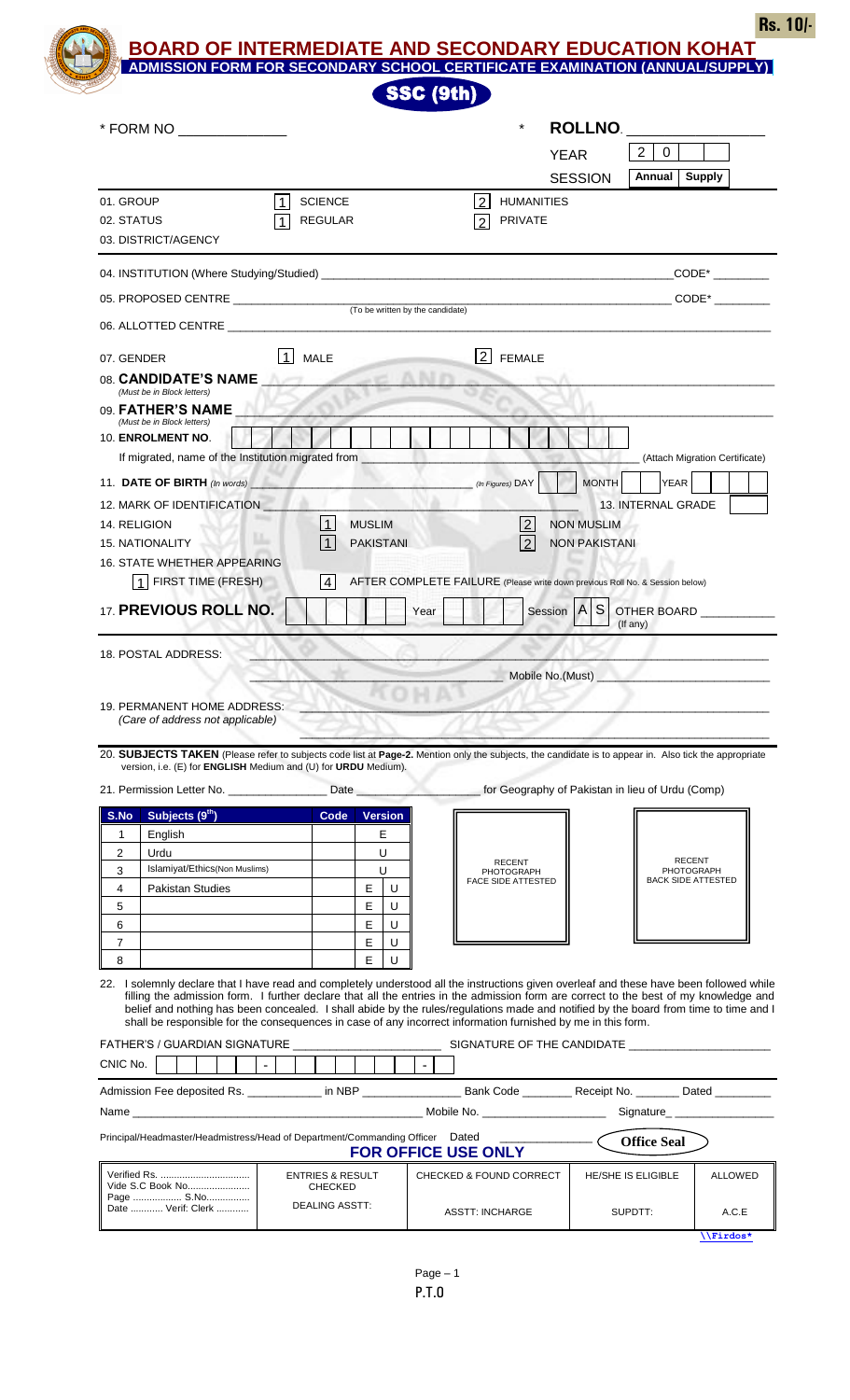**Rs. 10/-**

# BOARD OF INTERMEDIATE AND SECONDARY EDUCATION KOHAT

## ADMISSION FORM FOR SECONDARY SCHOOL CERTIFICATE EXAMINATION (ANNUAL/SUPPLY)

## SSC (9th)

\* FORM NO ______________ \* **ROLLNO**. ________________

YEAR 2 0 | | |

SESSION **Annual** **Supply**

01. GROUP 1 SCIENCE 2 HUMANITIES

02. STATUS 1 REGULAR 2 PRIVATE

03. DISTRICT/AGENCY

04. INSTITUTION (Where Studying/Studied) ______________________________ CODE* ________

05. PROPOSED CENTRE ______________________________ CODE* ________
(To be written by the candidate)

06. ALLOTTED CENTRE ______________________________

07. GENDER 1 MALE 2 FEMALE

08. **CANDIDATE'S NAME** ______________________________
*(Must be in Block letters)*

09. **FATHER'S NAME** ______________________________
*(Must be in Block letters)*

10. **ENROLMENT NO**.

If migrated, name of the Institution migrated from ______________________________ (Attach Migration Certificate)

11. **DATE OF BIRTH** *(In words)* ______________________________ *(In Figures)* DAY | | MONTH | | YEAR | |

12. MARK OF IDENTIFICATION ______________________________ 13. INTERNAL GRADE

14. RELIGION 1 MUSLIM 2 NON MUSLIM

15. NATIONALITY 1 PAKISTANI 2 NON PAKISTANI

16. STATE WHETHER APPEARING

1 FIRST TIME (FRESH) 4 AFTER COMPLETE FAILURE (Please write down previous Roll No. & Session below)

17. **PREVIOUS ROLL NO.** Year Session A S OTHER BOARD __________ (If any)

18. POSTAL ADDRESS: ______________________________

Mobile No.(Must) ______________________________

19. PERMANENT HOME ADDRESS: ______________________________
*(Care of address not applicable)*

20. **SUBJECTS TAKEN** (Please refer to subjects code list at **Page-2.** Mention only the subjects, the candidate is to appear in. Also tick the appropriate version, i.e. (E) for **ENGLISH** Medium and (U) for **URDU** Medium).

21. Permission Letter No. ______________ Date ______________ for Geography of Pakistan in lieu of Urdu (Comp)

| S.No | Subjects (9th) | Code | Version | |
|---|---|---|---|---|
| 1 | English | | E | |
| 2 | Urdu | | U | |
| 3 | Islamiyat/Ethics(Non Muslims) | | U | |
| 4 | Pakistan Studies | | E | U |
| 5 | | | E | U |
| 6 | | | E | U |
| 7 | | | E | U |
| 8 | | | E | U |

RECENT PHOTOGRAPH FACE SIDE ATTESTED

RECENT PHOTOGRAPH BACK SIDE ATTESTED

22. I solemnly declare that I have read and completely understood all the instructions given overleaf and these have been followed while filling the admission form. I further declare that all the entries in the admission form are correct to the best of my knowledge and belief and nothing has been concealed. I shall abide by the rules/regulations made and notified by the board from time to time and I shall be responsible for the consequences in case of any incorrect information furnished by me in this form.

FATHER'S / GUARDIAN SIGNATURE ______________________ SIGNATURE OF THE CANDIDATE ______________________

CNIC No. | | | | | | - | | | | | | | | - | |

Admission Fee deposited Rs. ___________ in NBP _______________ Bank Code ________ Receipt No. _______ Dated ________

Name ______________________________ Mobile No. ___________________ Signature_______________

Principal/Headmaster/Headmistress/Head of Department/Commanding Officer Dated ______________ **Office Seal**

### FOR OFFICE USE ONLY

| Verified Rs. ................................ Vide S.C Book No....................... Page ................. S.No................ Date ........... Verif: Clerk ........... | ENTRIES & RESULT CHECKED<br>DEALING ASSTT: | CHECKED & FOUND CORRECT<br>ASSTT: INCHARGE | HE/SHE IS ELIGIBLE<br>SUPDTT: | ALLOWED<br>A.C.E |
|---|---|---|---|---|

\\Firdos*

P.T.O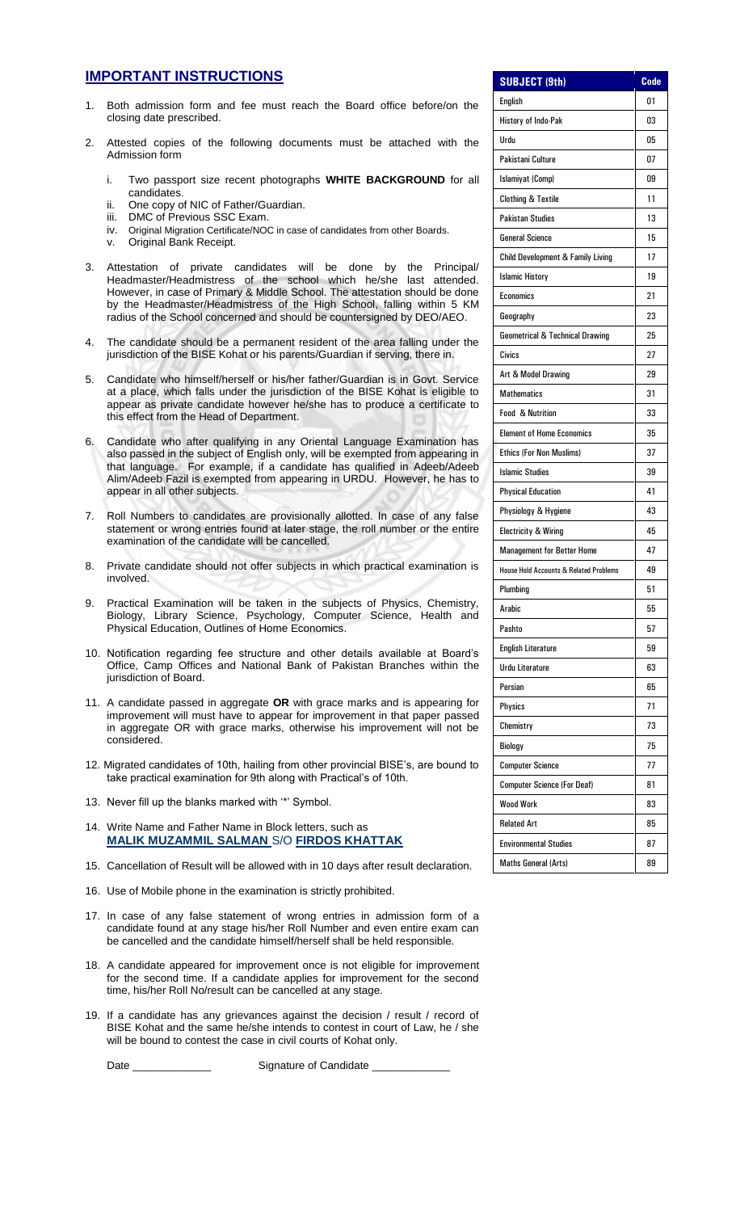## IMPORTANT INSTRUCTIONS

1. Both admission form and fee must reach the Board office before/on the closing date prescribed.
2. Attested copies of the following documents must be attached with the Admission form
   i. Two passport size recent photographs **WHITE BACKGROUND** for all candidates.
   ii. One copy of NIC of Father/Guardian.
   iii. DMC of Previous SSC Exam.
   iv. Original Migration Certificate/NOC in case of candidates from other Boards.
   v. Original Bank Receipt.
3. Attestation of private candidates will be done by the Principal/ Headmaster/Headmistress of the school which he/she last attended. However, in case of Primary & Middle School. The attestation should be done by the Headmaster/Headmistress of the High School, falling within 5 KM radius of the School concerned and should be countersigned by DEO/AEO.
4. The candidate should be a permanent resident of the area falling under the jurisdiction of the BISE Kohat or his parents/Guardian if serving, there in.
5. Candidate who himself/herself or his/her father/Guardian is in Govt. Service at a place, which falls under the jurisdiction of the BISE Kohat is eligible to appear as private candidate however he/she has to produce a certificate to this effect from the Head of Department.
6. Candidate who after qualifying in any Oriental Language Examination has also passed in the subject of English only, will be exempted from appearing in that language. For example, if a candidate has qualified in Adeeb/Adeeb Alim/Adeeb Fazil is exempted from appearing in URDU. However, he has to appear in all other subjects.
7. Roll Numbers to candidates are provisionally allotted. In case of any false statement or wrong entries found at later stage, the roll number or the entire examination of the candidate will be cancelled.
8. Private candidate should not offer subjects in which practical examination is involved.
9. Practical Examination will be taken in the subjects of Physics, Chemistry, Biology, Library Science, Psychology, Computer Science, Health and Physical Education, Outlines of Home Economics.
10. Notification regarding fee structure and other details available at Board's Office, Camp Offices and National Bank of Pakistan Branches within the jurisdiction of Board.
11. A candidate passed in aggregate **OR** with grace marks and is appearing for improvement will must have to appear for improvement in that paper passed in aggregate OR with grace marks, otherwise his improvement will not be considered.
12. Migrated candidates of 10th, hailing from other provincial BISE's, are bound to take practical examination for 9th along with Practical's of 10th.
13. Never fill up the blanks marked with '*' Symbol.
14. Write Name and Father Name in Block letters, such as **MALIK MUZAMMIL SALMAN** S/O **FIRDOS KHATTAK**
15. Cancellation of Result will be allowed with in 10 days after result declaration.
16. Use of Mobile phone in the examination is strictly prohibited.
17. In case of any false statement of wrong entries in admission form of a candidate found at any stage his/her Roll Number and even entire exam can be cancelled and the candidate himself/herself shall be held responsible.
18. A candidate appeared for improvement once is not eligible for improvement for the second time. If a candidate applies for improvement for the second time, his/her Roll No/result can be cancelled at any stage.
19. If a candidate has any grievances against the decision / result / record of BISE Kohat and the same he/she intends to contest in court of Law, he / she will be bound to contest the case in civil courts of Kohat only.

Date ____________ Signature of Candidate ____________

| SUBJECT (9th) | Code |
|---|---|
| English | 01 |
| History of Indo-Pak | 03 |
| Urdu | 05 |
| Pakistani Culture | 07 |
| Islamiyat (Comp) | 09 |
| Clothing & Textile | 11 |
| Pakistan Studies | 13 |
| General Science | 15 |
| Child Development & Family Living | 17 |
| Islamic History | 19 |
| Economics | 21 |
| Geography | 23 |
| Geometrical & Technical Drawing | 25 |
| Civics | 27 |
| Art & Model Drawing | 29 |
| Mathematics | 31 |
| Food & Nutrition | 33 |
| Element of Home Economics | 35 |
| Ethics (For Non Muslims) | 37 |
| Islamic Studies | 39 |
| Physical Education | 41 |
| Physiology & Hygiene | 43 |
| Electricity & Wiring | 45 |
| Management for Better Home | 47 |
| House Hold Accounts & Related Problems | 49 |
| Plumbing | 51 |
| Arabic | 55 |
| Pashto | 57 |
| English Literature | 59 |
| Urdu Literature | 63 |
| Persian | 65 |
| Physics | 71 |
| Chemistry | 73 |
| Biology | 75 |
| Computer Science | 77 |
| Computer Science (For Deaf) | 81 |
| Wood Work | 83 |
| Related Art | 85 |
| Environmental Studies | 87 |
| Maths General (Arts) | 89 |